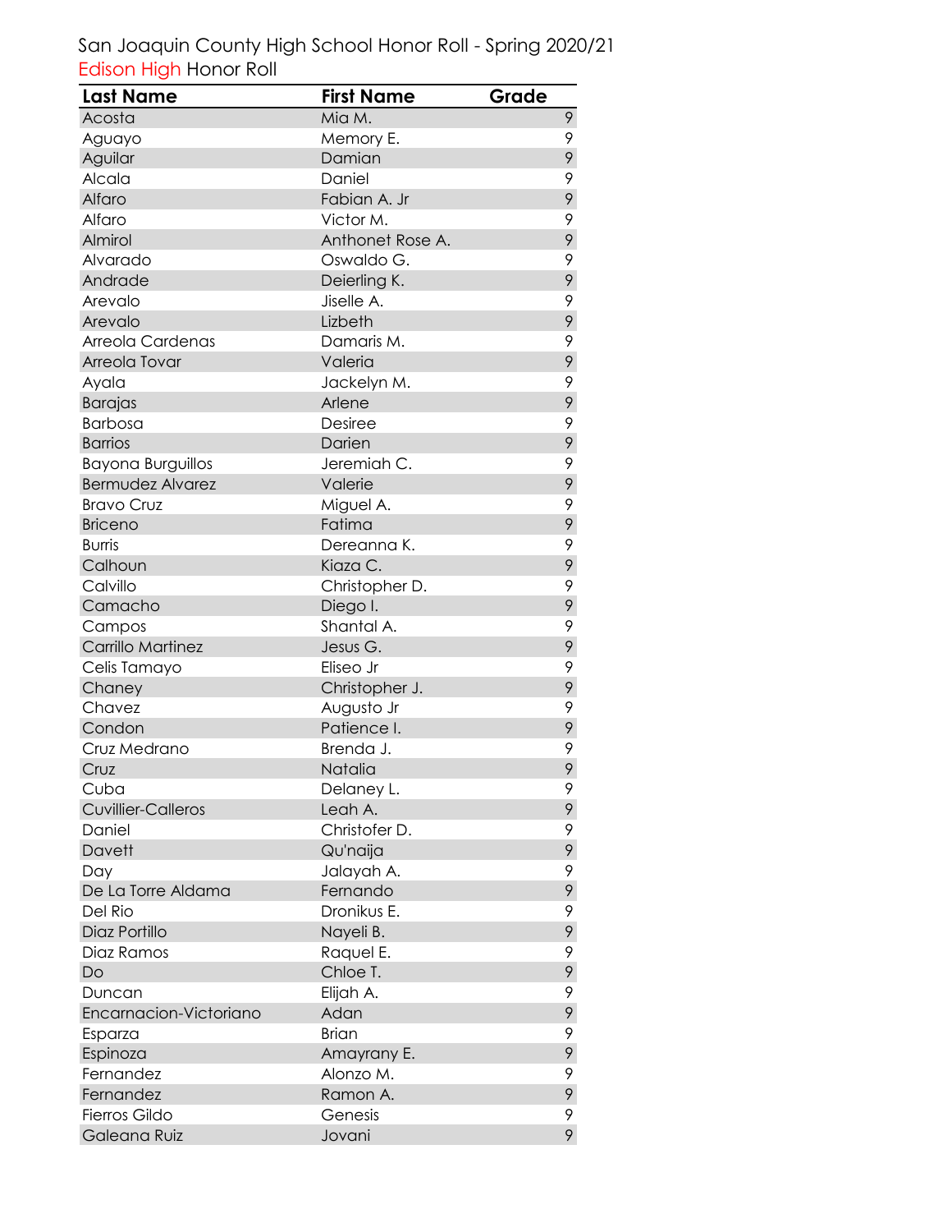San Joaquin County High School Honor Roll - Spring 2020/21

Edison High Honor Roll

| Last Name | First Name | Grade |
|---|---|---|
| Acosta | Mia M. | 9 |
| Aguayo | Memory E. | 9 |
| Aguilar | Damian | 9 |
| Alcala | Daniel | 9 |
| Alfaro | Fabian A. Jr | 9 |
| Alfaro | Victor M. | 9 |
| Almirol | Anthonet Rose A. | 9 |
| Alvarado | Oswaldo G. | 9 |
| Andrade | Deierling K. | 9 |
| Arevalo | Jiselle A. | 9 |
| Arevalo | Lizbeth | 9 |
| Arreola Cardenas | Damaris M. | 9 |
| Arreola Tovar | Valeria | 9 |
| Ayala | Jackelyn M. | 9 |
| Barajas | Arlene | 9 |
| Barbosa | Desiree | 9 |
| Barrios | Darien | 9 |
| Bayona Burguillos | Jeremiah C. | 9 |
| Bermudez Alvarez | Valerie | 9 |
| Bravo Cruz | Miguel A. | 9 |
| Briceno | Fatima | 9 |
| Burris | Dereanna K. | 9 |
| Calhoun | Kiaza C. | 9 |
| Calvillo | Christopher D. | 9 |
| Camacho | Diego I. | 9 |
| Campos | Shantal A. | 9 |
| Carrillo Martinez | Jesus G. | 9 |
| Celis Tamayo | Eliseo Jr | 9 |
| Chaney | Christopher J. | 9 |
| Chavez | Augusto Jr | 9 |
| Condon | Patience I. | 9 |
| Cruz Medrano | Brenda J. | 9 |
| Cruz | Natalia | 9 |
| Cuba | Delaney L. | 9 |
| Cuvillier-Calleros | Leah A. | 9 |
| Daniel | Christofer D. | 9 |
| Davett | Qu'naija | 9 |
| Day | Jalayah A. | 9 |
| De La Torre Aldama | Fernando | 9 |
| Del Rio | Dronikus E. | 9 |
| Diaz Portillo | Nayeli B. | 9 |
| Diaz Ramos | Raquel E. | 9 |
| Do | Chloe T. | 9 |
| Duncan | Elijah A. | 9 |
| Encarnacion-Victoriano | Adan | 9 |
| Esparza | Brian | 9 |
| Espinoza | Amayrany E. | 9 |
| Fernandez | Alonzo M. | 9 |
| Fernandez | Ramon A. | 9 |
| Fierros Gildo | Genesis | 9 |
| Galeana Ruiz | Jovani | 9 |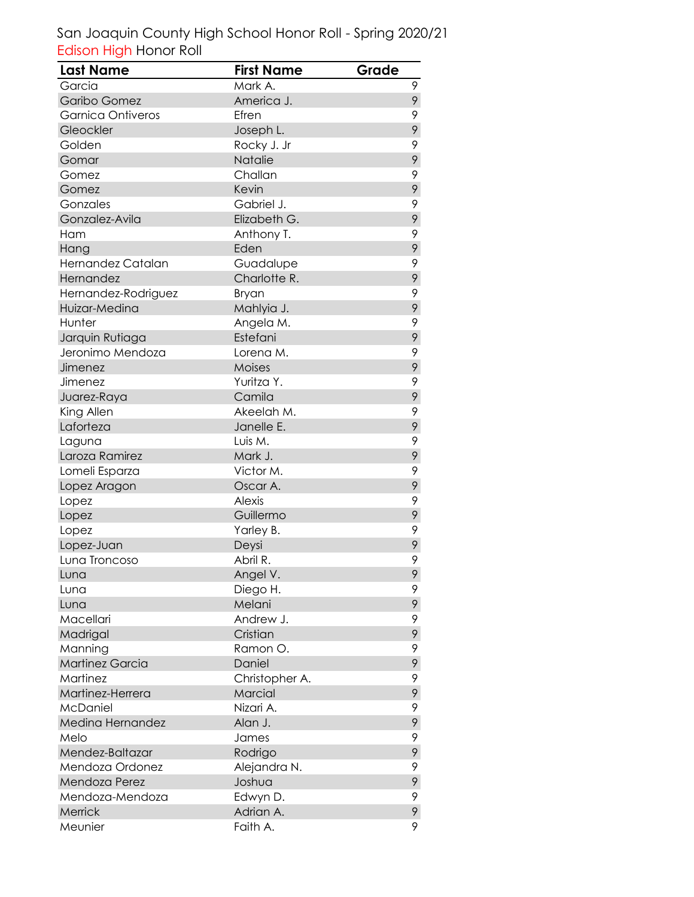San Joaquin County High School Honor Roll - Spring 2020/21

Edison High Honor Roll

| Last Name | First Name | Grade |
|---|---|---|
| Garcia | Mark A. | 9 |
| Garibo Gomez | America J. | 9 |
| Garnica Ontiveros | Efren | 9 |
| Gleockler | Joseph L. | 9 |
| Golden | Rocky J. Jr | 9 |
| Gomar | Natalie | 9 |
| Gomez | Challan | 9 |
| Gomez | Kevin | 9 |
| Gonzales | Gabriel J. | 9 |
| Gonzalez-Avila | Elizabeth G. | 9 |
| Ham | Anthony T. | 9 |
| Hang | Eden | 9 |
| Hernandez Catalan | Guadalupe | 9 |
| Hernandez | Charlotte R. | 9 |
| Hernandez-Rodriguez | Bryan | 9 |
| Huizar-Medina | Mahlyia J. | 9 |
| Hunter | Angela M. | 9 |
| Jarquin Rutiaga | Estefani | 9 |
| Jeronimo Mendoza | Lorena M. | 9 |
| Jimenez | Moises | 9 |
| Jimenez | Yuritza Y. | 9 |
| Juarez-Raya | Camila | 9 |
| King Allen | Akeelah M. | 9 |
| Laforteza | Janelle E. | 9 |
| Laguna | Luis M. | 9 |
| Laroza Ramirez | Mark J. | 9 |
| Lomeli Esparza | Victor M. | 9 |
| Lopez Aragon | Oscar A. | 9 |
| Lopez | Alexis | 9 |
| Lopez | Guillermo | 9 |
| Lopez | Yarley B. | 9 |
| Lopez-Juan | Deysi | 9 |
| Luna Troncoso | Abril R. | 9 |
| Luna | Angel V. | 9 |
| Luna | Diego H. | 9 |
| Luna | Melani | 9 |
| Macellari | Andrew J. | 9 |
| Madrigal | Cristian | 9 |
| Manning | Ramon O. | 9 |
| Martinez Garcia | Daniel | 9 |
| Martinez | Christopher A. | 9 |
| Martinez-Herrera | Marcial | 9 |
| McDaniel | Nizari A. | 9 |
| Medina Hernandez | Alan J. | 9 |
| Melo | James | 9 |
| Mendez-Baltazar | Rodrigo | 9 |
| Mendoza Ordonez | Alejandra N. | 9 |
| Mendoza Perez | Joshua | 9 |
| Mendoza-Mendoza | Edwyn D. | 9 |
| Merrick | Adrian A. | 9 |
| Meunier | Faith A. | 9 |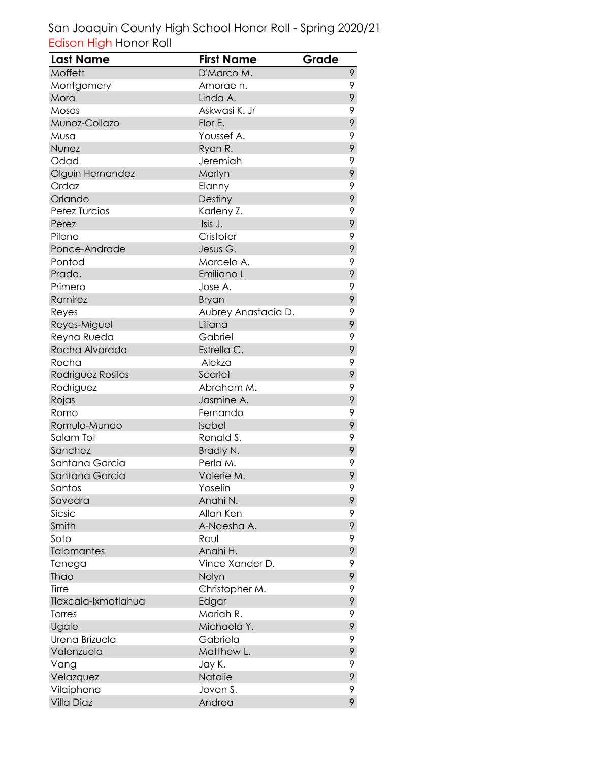San Joaquin County High School Honor Roll - Spring 2020/21

Edison High Honor Roll

| Last Name | First Name | Grade |
|---|---|---|
| Moffett | D'Marco M. | 9 |
| Montgomery | Amorae n. | 9 |
| Mora | Linda A. | 9 |
| Moses | Askwasi K. Jr | 9 |
| Munoz-Collazo | Flor E. | 9 |
| Musa | Youssef A. | 9 |
| Nunez | Ryan R. | 9 |
| Odad | Jeremiah | 9 |
| Olguin Hernandez | Marlyn | 9 |
| Ordaz | Elanny | 9 |
| Orlando | Destiny | 9 |
| Perez Turcios | Karleny Z. | 9 |
| Perez | Isis J. | 9 |
| Pileno | Cristofer | 9 |
| Ponce-Andrade | Jesus G. | 9 |
| Pontod | Marcelo A. | 9 |
| Prado. | Emiliano L | 9 |
| Primero | Jose A. | 9 |
| Ramirez | Bryan | 9 |
| Reyes | Aubrey Anastacia D. | 9 |
| Reyes-Miguel | Liliana | 9 |
| Reyna Rueda | Gabriel | 9 |
| Rocha Alvarado | Estrella C. | 9 |
| Rocha | Alekza | 9 |
| Rodriguez Rosiles | Scarlet | 9 |
| Rodriguez | Abraham M. | 9 |
| Rojas | Jasmine A. | 9 |
| Romo | Fernando | 9 |
| Romulo-Mundo | Isabel | 9 |
| Salam Tot | Ronald S. | 9 |
| Sanchez | Bradly N. | 9 |
| Santana Garcia | Perla M. | 9 |
| Santana Garcia | Valerie M. | 9 |
| Santos | Yoselin | 9 |
| Savedra | Anahi N. | 9 |
| Sicsic | Allan Ken | 9 |
| Smith | A-Naesha A. | 9 |
| Soto | Raul | 9 |
| Talamantes | Anahi H. | 9 |
| Tanega | Vince Xander D. | 9 |
| Thao | Nolyn | 9 |
| Tirre | Christopher M. | 9 |
| Tlaxcala-Ixmatlahua | Edgar | 9 |
| Torres | Mariah R. | 9 |
| Ugale | Michaela Y. | 9 |
| Urena Brizuela | Gabriela | 9 |
| Valenzuela | Matthew L. | 9 |
| Vang | Jay K. | 9 |
| Velazquez | Natalie | 9 |
| Vilaiphone | Jovan S. | 9 |
| Villa Diaz | Andrea | 9 |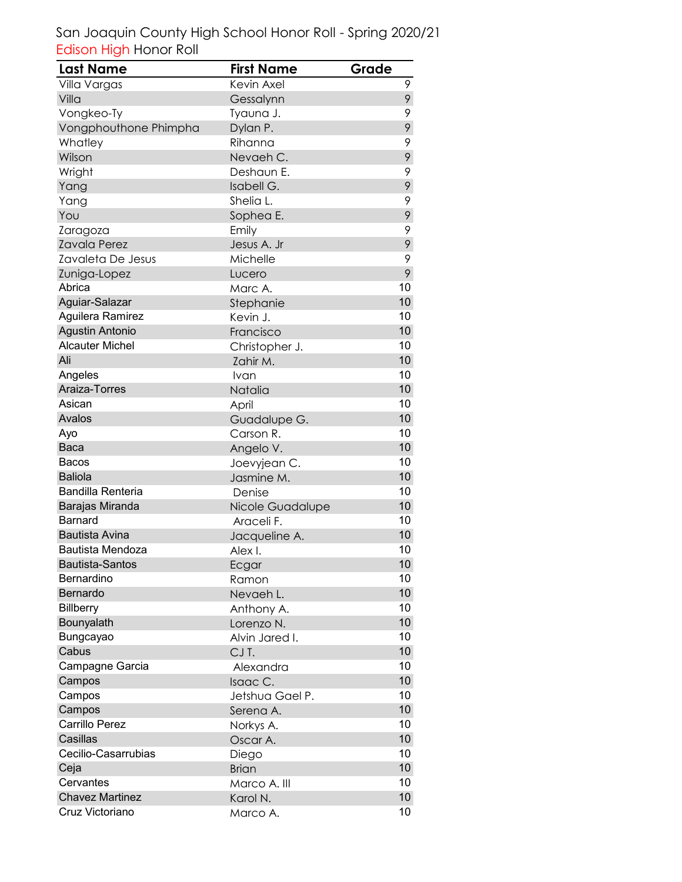San Joaquin County High School Honor Roll - Spring 2020/21

Edison High Honor Roll

| Last Name | First Name | Grade |
|---|---|---|
| Villa Vargas | Kevin Axel | 9 |
| Villa | Gessalynn | 9 |
| Vongkeo-Ty | Tyauna J. | 9 |
| Vongphouthone Phimpha | Dylan P. | 9 |
| Whatley | Rihanna | 9 |
| Wilson | Nevaeh C. | 9 |
| Wright | Deshaun E. | 9 |
| Yang | Isabell G. | 9 |
| Yang | Shelia L. | 9 |
| You | Sophea E. | 9 |
| Zaragoza | Emily | 9 |
| Zavala Perez | Jesus A. Jr | 9 |
| Zavaleta De Jesus | Michelle | 9 |
| Zuniga-Lopez | Lucero | 9 |
| Abrica | Marc A. | 10 |
| Aguiar-Salazar | Stephanie | 10 |
| Aguilera Ramirez | Kevin J. | 10 |
| Agustin Antonio | Francisco | 10 |
| Alcauter Michel | Christopher J. | 10 |
| Ali | Zahir M. | 10 |
| Angeles | Ivan | 10 |
| Araiza-Torres | Natalia | 10 |
| Asican | April | 10 |
| Avalos | Guadalupe G. | 10 |
| Ayo | Carson R. | 10 |
| Baca | Angelo V. | 10 |
| Bacos | Joevyjean C. | 10 |
| Baliola | Jasmine M. | 10 |
| Bandilla Renteria | Denise | 10 |
| Barajas Miranda | Nicole Guadalupe | 10 |
| Barnard | Araceli F. | 10 |
| Bautista Avina | Jacqueline A. | 10 |
| Bautista Mendoza | Alex I. | 10 |
| Bautista-Santos | Ecgar | 10 |
| Bernardino | Ramon | 10 |
| Bernardo | Nevaeh L. | 10 |
| Billberry | Anthony A. | 10 |
| Bounyalath | Lorenzo N. | 10 |
| Bungcayao | Alvin Jared I. | 10 |
| Cabus | CJ T. | 10 |
| Campagne Garcia | Alexandra | 10 |
| Campos | Isaac C. | 10 |
| Campos | Jetshua Gael P. | 10 |
| Campos | Serena A. | 10 |
| Carrillo Perez | Norkys A. | 10 |
| Casillas | Oscar A. | 10 |
| Cecilio-Casarrubias | Diego | 10 |
| Ceja | Brian | 10 |
| Cervantes | Marco A. III | 10 |
| Chavez Martinez | Karol N. | 10 |
| Cruz Victoriano | Marco A. | 10 |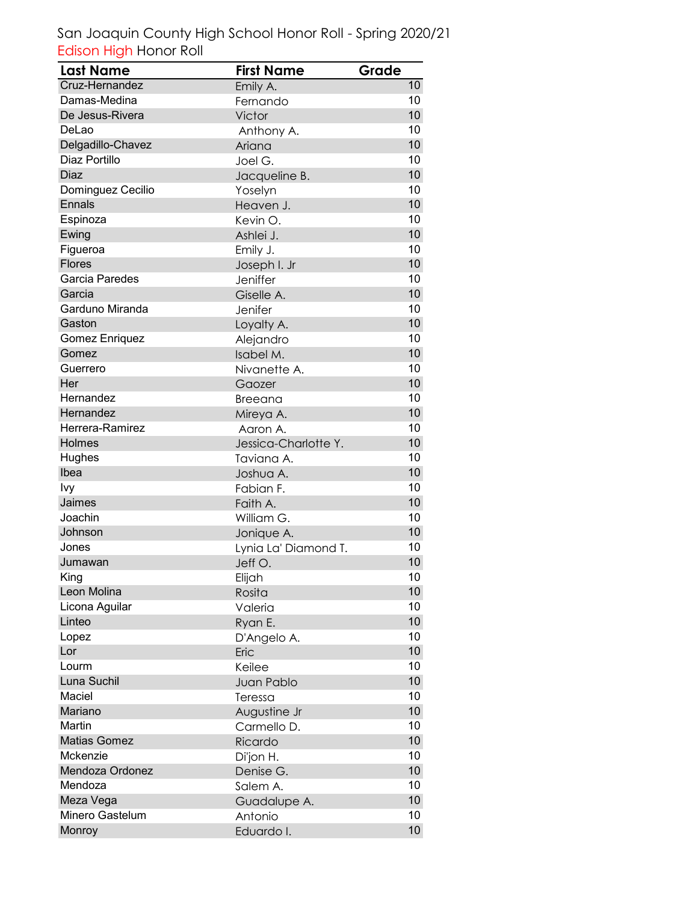San Joaquin County High School Honor Roll - Spring 2020/21

Edison High Honor Roll

| Last Name | First Name | Grade |
|---|---|---|
| Cruz-Hernandez | Emily A. | 10 |
| Damas-Medina | Fernando | 10 |
| De Jesus-Rivera | Victor | 10 |
| DeLao | Anthony A. | 10 |
| Delgadillo-Chavez | Ariana | 10 |
| Diaz Portillo | Joel G. | 10 |
| Diaz | Jacqueline B. | 10 |
| Dominguez Cecilio | Yoselyn | 10 |
| Ennals | Heaven J. | 10 |
| Espinoza | Kevin O. | 10 |
| Ewing | Ashlei J. | 10 |
| Figueroa | Emily J. | 10 |
| Flores | Joseph I. Jr | 10 |
| Garcia Paredes | Jeniffer | 10 |
| Garcia | Giselle A. | 10 |
| Garduno Miranda | Jenifer | 10 |
| Gaston | Loyalty A. | 10 |
| Gomez Enriquez | Alejandro | 10 |
| Gomez | Isabel M. | 10 |
| Guerrero | Nivanette A. | 10 |
| Her | Gaozer | 10 |
| Hernandez | Breeana | 10 |
| Hernandez | Mireya A. | 10 |
| Herrera-Ramirez | Aaron A. | 10 |
| Holmes | Jessica-Charlotte Y. | 10 |
| Hughes | Taviana A. | 10 |
| Ibea | Joshua A. | 10 |
| Ivy | Fabian F. | 10 |
| Jaimes | Faith A. | 10 |
| Joachin | William G. | 10 |
| Johnson | Jonique A. | 10 |
| Jones | Lynia La' Diamond T. | 10 |
| Jumawan | Jeff O. | 10 |
| King | Elijah | 10 |
| Leon Molina | Rosita | 10 |
| Licona Aguilar | Valeria | 10 |
| Linteo | Ryan E. | 10 |
| Lopez | D'Angelo A. | 10 |
| Lor | Eric | 10 |
| Lourm | Keilee | 10 |
| Luna Suchil | Juan Pablo | 10 |
| Maciel | Teressa | 10 |
| Mariano | Augustine Jr | 10 |
| Martin | Carmello D. | 10 |
| Matias Gomez | Ricardo | 10 |
| Mckenzie | Di'jon H. | 10 |
| Mendoza Ordonez | Denise G. | 10 |
| Mendoza | Salem A. | 10 |
| Meza Vega | Guadalupe A. | 10 |
| Minero Gastelum | Antonio | 10 |
| Monroy | Eduardo I. | 10 |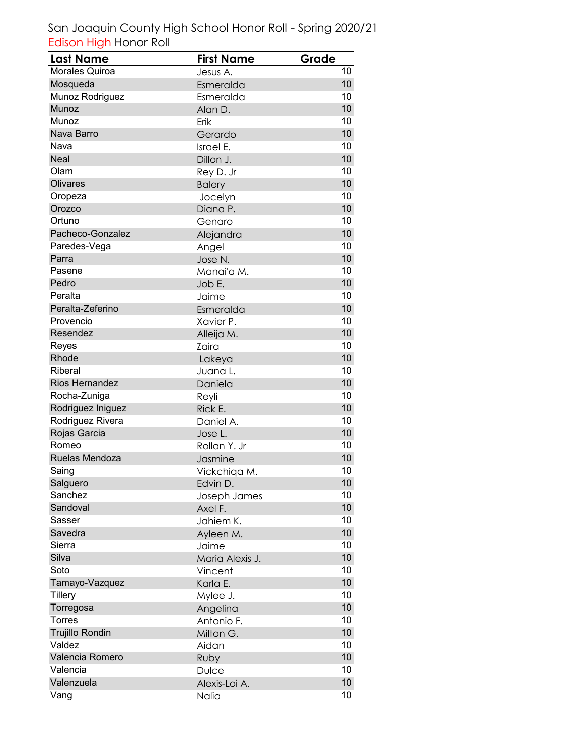San Joaquin County High School Honor Roll - Spring 2020/21

Edison High Honor Roll

| Last Name | First Name | Grade |
|---|---|---|
| Morales Quiroa | Jesus A. | 10 |
| Mosqueda | Esmeralda | 10 |
| Munoz Rodriguez | Esmeralda | 10 |
| Munoz | Alan D. | 10 |
| Munoz | Erik | 10 |
| Nava Barro | Gerardo | 10 |
| Nava | Israel E. | 10 |
| Neal | Dillon J. | 10 |
| Olam | Rey D. Jr | 10 |
| Olivares | Balery | 10 |
| Oropeza | Jocelyn | 10 |
| Orozco | Diana P. | 10 |
| Ortuno | Genaro | 10 |
| Pacheco-Gonzalez | Alejandra | 10 |
| Paredes-Vega | Angel | 10 |
| Parra | Jose N. | 10 |
| Pasene | Manai'a M. | 10 |
| Pedro | Job E. | 10 |
| Peralta | Jaime | 10 |
| Peralta-Zeferino | Esmeralda | 10 |
| Provencio | Xavier P. | 10 |
| Resendez | Alleija M. | 10 |
| Reyes | Zaira | 10 |
| Rhode | Lakeya | 10 |
| Riberal | Juana L. | 10 |
| Rios Hernandez | Daniela | 10 |
| Rocha-Zuniga | Reyli | 10 |
| Rodriguez Iniguez | Rick E. | 10 |
| Rodriguez Rivera | Daniel A. | 10 |
| Rojas Garcia | Jose L. | 10 |
| Romeo | Rollan Y. Jr | 10 |
| Ruelas Mendoza | Jasmine | 10 |
| Saing | Vickchiqa M. | 10 |
| Salguero | Edvin D. | 10 |
| Sanchez | Joseph James | 10 |
| Sandoval | Axel F. | 10 |
| Sasser | Jahiem K. | 10 |
| Savedra | Ayleen M. | 10 |
| Sierra | Jaime | 10 |
| Silva | Maria Alexis J. | 10 |
| Soto | Vincent | 10 |
| Tamayo-Vazquez | Karla E. | 10 |
| Tillery | Mylee J. | 10 |
| Torregosa | Angelina | 10 |
| Torres | Antonio F. | 10 |
| Trujillo Rondin | Milton G. | 10 |
| Valdez | Aidan | 10 |
| Valencia Romero | Ruby | 10 |
| Valencia | Dulce | 10 |
| Valenzuela | Alexis-Loi A. | 10 |
| Vang | Nalia | 10 |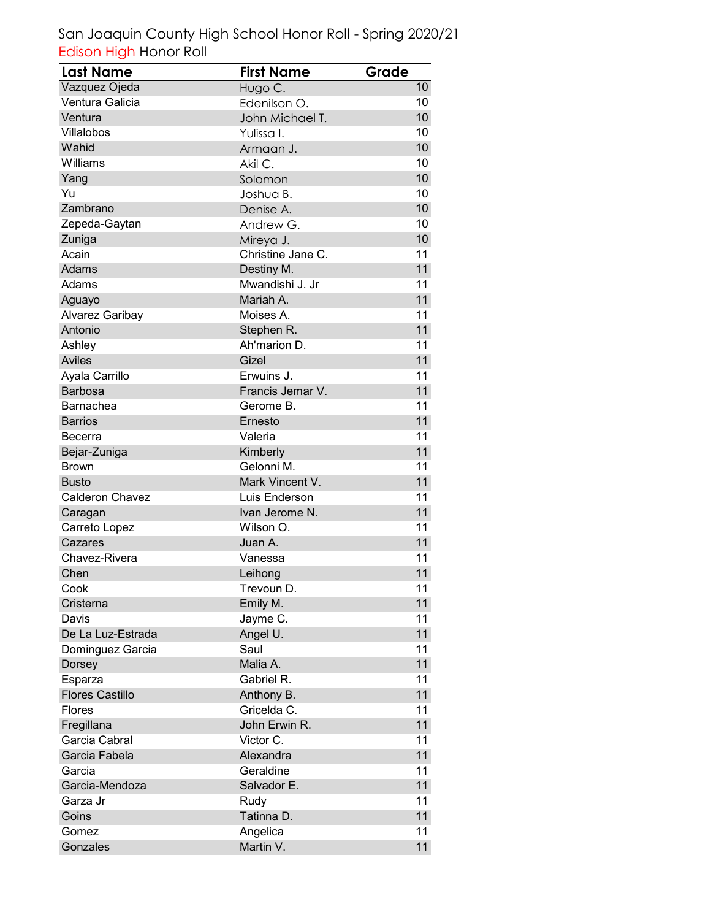San Joaquin County High School Honor Roll - Spring 2020/21

Edison High Honor Roll

| Last Name | First Name | Grade |
|---|---|---|
| Vazquez Ojeda | Hugo C. | 10 |
| Ventura Galicia | Edenilson O. | 10 |
| Ventura | John Michael T. | 10 |
| Villalobos | Yulissa I. | 10 |
| Wahid | Armaan J. | 10 |
| Williams | Akil C. | 10 |
| Yang | Solomon | 10 |
| Yu | Joshua B. | 10 |
| Zambrano | Denise A. | 10 |
| Zepeda-Gaytan | Andrew G. | 10 |
| Zuniga | Mireya J. | 10 |
| Acain | Christine Jane C. | 11 |
| Adams | Destiny M. | 11 |
| Adams | Mwandishi J. Jr | 11 |
| Aguayo | Mariah A. | 11 |
| Alvarez Garibay | Moises A. | 11 |
| Antonio | Stephen R. | 11 |
| Ashley | Ah'marion D. | 11 |
| Aviles | Gizel | 11 |
| Ayala Carrillo | Erwuins J. | 11 |
| Barbosa | Francis Jemar V. | 11 |
| Barnachea | Gerome B. | 11 |
| Barrios | Ernesto | 11 |
| Becerra | Valeria | 11 |
| Bejar-Zuniga | Kimberly | 11 |
| Brown | Gelonni M. | 11 |
| Busto | Mark Vincent V. | 11 |
| Calderon Chavez | Luis Enderson | 11 |
| Caragan | Ivan Jerome N. | 11 |
| Carreto Lopez | Wilson O. | 11 |
| Cazares | Juan A. | 11 |
| Chavez-Rivera | Vanessa | 11 |
| Chen | Leihong | 11 |
| Cook | Trevoun D. | 11 |
| Cristerna | Emily M. | 11 |
| Davis | Jayme C. | 11 |
| De La Luz-Estrada | Angel U. | 11 |
| Dominguez Garcia | Saul | 11 |
| Dorsey | Malia A. | 11 |
| Esparza | Gabriel R. | 11 |
| Flores Castillo | Anthony B. | 11 |
| Flores | Gricelda C. | 11 |
| Fregillana | John Erwin R. | 11 |
| Garcia Cabral | Victor C. | 11 |
| Garcia Fabela | Alexandra | 11 |
| Garcia | Geraldine | 11 |
| Garcia-Mendoza | Salvador E. | 11 |
| Garza Jr | Rudy | 11 |
| Goins | Tatinna D. | 11 |
| Gomez | Angelica | 11 |
| Gonzales | Martin V. | 11 |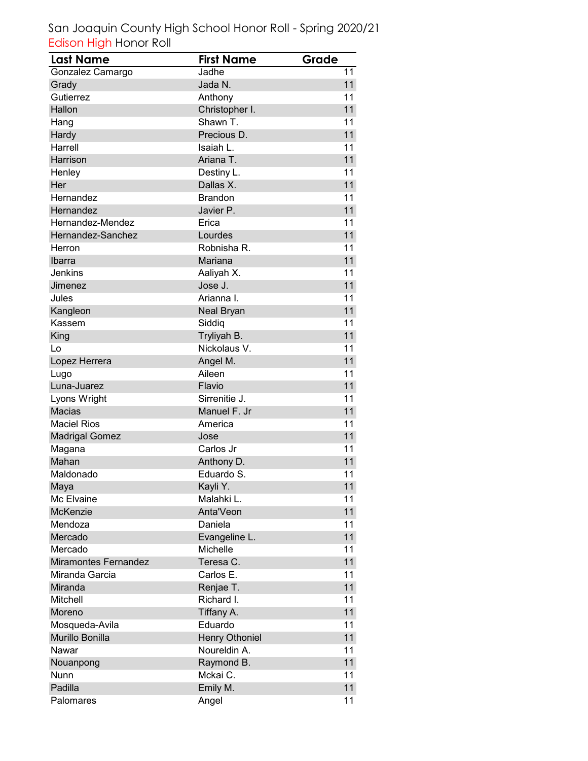San Joaquin County High School Honor Roll - Spring 2020/21

Edison High Honor Roll

| Last Name | First Name | Grade |
|---|---|---|
| Gonzalez Camargo | Jadhe | 11 |
| Grady | Jada N. | 11 |
| Gutierrez | Anthony | 11 |
| Hallon | Christopher I. | 11 |
| Hang | Shawn T. | 11 |
| Hardy | Precious D. | 11 |
| Harrell | Isaiah L. | 11 |
| Harrison | Ariana T. | 11 |
| Henley | Destiny L. | 11 |
| Her | Dallas X. | 11 |
| Hernandez | Brandon | 11 |
| Hernandez | Javier P. | 11 |
| Hernandez-Mendez | Erica | 11 |
| Hernandez-Sanchez | Lourdes | 11 |
| Herron | Robnisha R. | 11 |
| Ibarra | Mariana | 11 |
| Jenkins | Aaliyah X. | 11 |
| Jimenez | Jose J. | 11 |
| Jules | Arianna I. | 11 |
| Kangleon | Neal Bryan | 11 |
| Kassem | Siddiq | 11 |
| King | Tryliyah B. | 11 |
| Lo | Nickolaus V. | 11 |
| Lopez Herrera | Angel M. | 11 |
| Lugo | Aileen | 11 |
| Luna-Juarez | Flavio | 11 |
| Lyons Wright | Sirrenitie J. | 11 |
| Macias | Manuel F. Jr | 11 |
| Maciel Rios | America | 11 |
| Madrigal Gomez | Jose | 11 |
| Magana | Carlos Jr | 11 |
| Mahan | Anthony D. | 11 |
| Maldonado | Eduardo S. | 11 |
| Maya | Kayli Y. | 11 |
| Mc Elvaine | Malahki L. | 11 |
| McKenzie | Anta'Veon | 11 |
| Mendoza | Daniela | 11 |
| Mercado | Evangeline L. | 11 |
| Mercado | Michelle | 11 |
| Miramontes Fernandez | Teresa C. | 11 |
| Miranda Garcia | Carlos E. | 11 |
| Miranda | Renjae T. | 11 |
| Mitchell | Richard I. | 11 |
| Moreno | Tiffany A. | 11 |
| Mosqueda-Avila | Eduardo | 11 |
| Murillo Bonilla | Henry Othoniel | 11 |
| Nawar | Noureldin A. | 11 |
| Nouanpong | Raymond B. | 11 |
| Nunn | Mckai C. | 11 |
| Padilla | Emily M. | 11 |
| Palomares | Angel | 11 |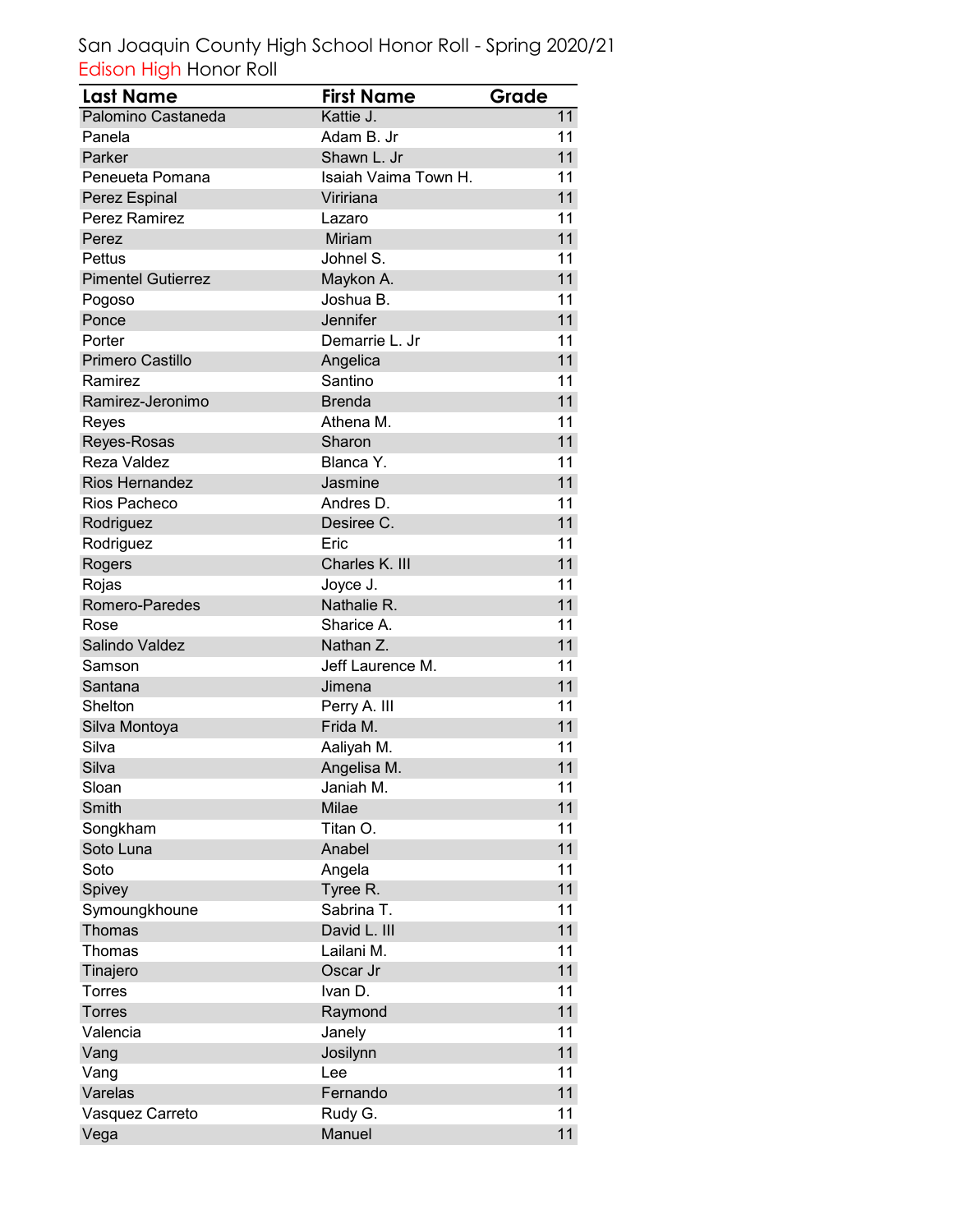San Joaquin County High School Honor Roll - Spring 2020/21

Edison High Honor Roll

| Last Name | First Name | Grade |
|---|---|---|
| Palomino Castaneda | Kattie J. | 11 |
| Panela | Adam B. Jr | 11 |
| Parker | Shawn L. Jr | 11 |
| Peneueta Pomana | Isaiah Vaima Town H. | 11 |
| Perez Espinal | Viririana | 11 |
| Perez Ramirez | Lazaro | 11 |
| Perez | Miriam | 11 |
| Pettus | Johnel S. | 11 |
| Pimentel Gutierrez | Maykon A. | 11 |
| Pogoso | Joshua B. | 11 |
| Ponce | Jennifer | 11 |
| Porter | Demarrie L. Jr | 11 |
| Primero Castillo | Angelica | 11 |
| Ramirez | Santino | 11 |
| Ramirez-Jeronimo | Brenda | 11 |
| Reyes | Athena M. | 11 |
| Reyes-Rosas | Sharon | 11 |
| Reza Valdez | Blanca Y. | 11 |
| Rios Hernandez | Jasmine | 11 |
| Rios Pacheco | Andres D. | 11 |
| Rodriguez | Desiree C. | 11 |
| Rodriguez | Eric | 11 |
| Rogers | Charles K. III | 11 |
| Rojas | Joyce J. | 11 |
| Romero-Paredes | Nathalie R. | 11 |
| Rose | Sharice A. | 11 |
| Salindo Valdez | Nathan Z. | 11 |
| Samson | Jeff Laurence M. | 11 |
| Santana | Jimena | 11 |
| Shelton | Perry A. III | 11 |
| Silva Montoya | Frida M. | 11 |
| Silva | Aaliyah M. | 11 |
| Silva | Angelisa M. | 11 |
| Sloan | Janiah M. | 11 |
| Smith | Milae | 11 |
| Songkham | Titan O. | 11 |
| Soto Luna | Anabel | 11 |
| Soto | Angela | 11 |
| Spivey | Tyree R. | 11 |
| Symoungkhoune | Sabrina T. | 11 |
| Thomas | David L. III | 11 |
| Thomas | Lailani M. | 11 |
| Tinajero | Oscar Jr | 11 |
| Torres | Ivan D. | 11 |
| Torres | Raymond | 11 |
| Valencia | Janely | 11 |
| Vang | Josilynn | 11 |
| Vang | Lee | 11 |
| Varelas | Fernando | 11 |
| Vasquez Carreto | Rudy G. | 11 |
| Vega | Manuel | 11 |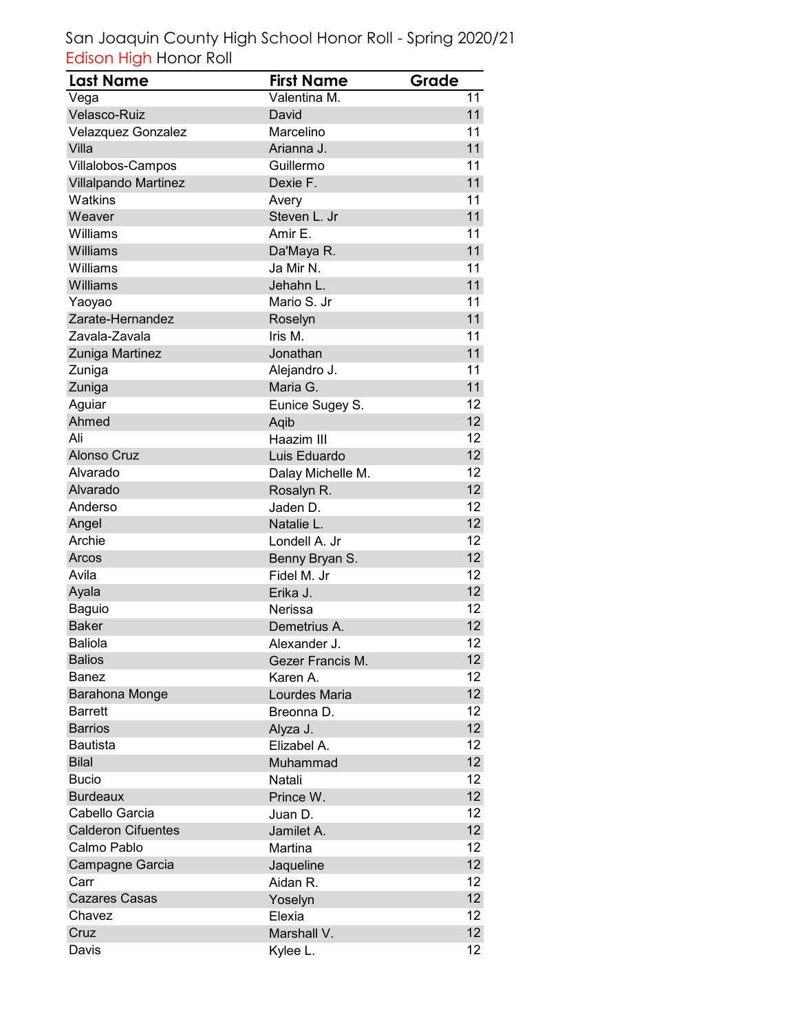San Joaquin County High School Honor Roll - Spring 2020/21

Edison High Honor Roll

| Last Name | First Name | Grade |
|---|---|---|
| Vega | Valentina M. | 11 |
| Velasco-Ruiz | David | 11 |
| Velazquez Gonzalez | Marcelino | 11 |
| Villa | Arianna J. | 11 |
| Villalobos-Campos | Guillermo | 11 |
| Villalpando Martinez | Dexie F. | 11 |
| Watkins | Avery | 11 |
| Weaver | Steven L. Jr | 11 |
| Williams | Amir E. | 11 |
| Williams | Da'Maya R. | 11 |
| Williams | Ja Mir N. | 11 |
| Williams | Jehahn L. | 11 |
| Yaoyao | Mario S. Jr | 11 |
| Zarate-Hernandez | Roselyn | 11 |
| Zavala-Zavala | Iris M. | 11 |
| Zuniga Martinez | Jonathan | 11 |
| Zuniga | Alejandro J. | 11 |
| Zuniga | Maria G. | 11 |
| Aguiar | Eunice Sugey S. | 12 |
| Ahmed | Aqib | 12 |
| Ali | Haazim III | 12 |
| Alonso Cruz | Luis Eduardo | 12 |
| Alvarado | Dalay Michelle M. | 12 |
| Alvarado | Rosalyn R. | 12 |
| Anderso | Jaden D. | 12 |
| Angel | Natalie L. | 12 |
| Archie | Londell A. Jr | 12 |
| Arcos | Benny Bryan S. | 12 |
| Avila | Fidel M. Jr | 12 |
| Ayala | Erika J. | 12 |
| Baguio | Nerissa | 12 |
| Baker | Demetrius A. | 12 |
| Baliola | Alexander J. | 12 |
| Balios | Gezer Francis M. | 12 |
| Banez | Karen A. | 12 |
| Barahona Monge | Lourdes Maria | 12 |
| Barrett | Breonna D. | 12 |
| Barrios | Alyza J. | 12 |
| Bautista | Elizabel A. | 12 |
| Bilal | Muhammad | 12 |
| Bucio | Natali | 12 |
| Burdeaux | Prince W. | 12 |
| Cabello Garcia | Juan D. | 12 |
| Calderon Cifuentes | Jamilet A. | 12 |
| Calmo Pablo | Martina | 12 |
| Campagne Garcia | Jaqueline | 12 |
| Carr | Aidan R. | 12 |
| Cazares Casas | Yoselyn | 12 |
| Chavez | Elexia | 12 |
| Cruz | Marshall V. | 12 |
| Davis | Kylee L. | 12 |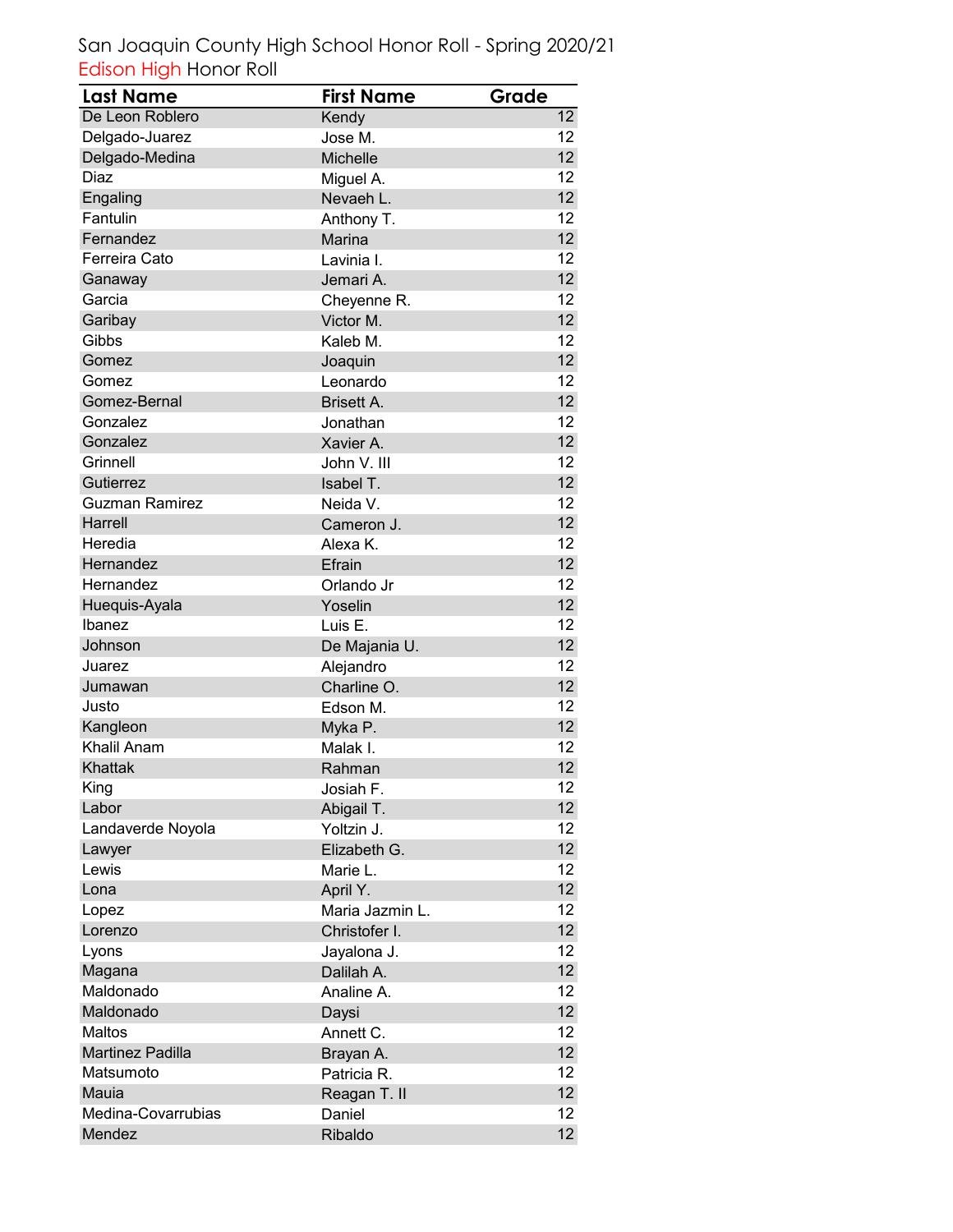San Joaquin County High School Honor Roll - Spring 2020/21

Edison High Honor Roll

| Last Name | First Name | Grade |
|---|---|---|
| De Leon Roblero | Kendy | 12 |
| Delgado-Juarez | Jose M. | 12 |
| Delgado-Medina | Michelle | 12 |
| Diaz | Miguel A. | 12 |
| Engaling | Nevaeh L. | 12 |
| Fantulin | Anthony T. | 12 |
| Fernandez | Marina | 12 |
| Ferreira Cato | Lavinia I. | 12 |
| Ganaway | Jemari A. | 12 |
| Garcia | Cheyenne R. | 12 |
| Garibay | Victor M. | 12 |
| Gibbs | Kaleb M. | 12 |
| Gomez | Joaquin | 12 |
| Gomez | Leonardo | 12 |
| Gomez-Bernal | Brisett A. | 12 |
| Gonzalez | Jonathan | 12 |
| Gonzalez | Xavier A. | 12 |
| Grinnell | John V. III | 12 |
| Gutierrez | Isabel T. | 12 |
| Guzman Ramirez | Neida V. | 12 |
| Harrell | Cameron J. | 12 |
| Heredia | Alexa K. | 12 |
| Hernandez | Efrain | 12 |
| Hernandez | Orlando Jr | 12 |
| Huequis-Ayala | Yoselin | 12 |
| Ibanez | Luis E. | 12 |
| Johnson | De Majania U. | 12 |
| Juarez | Alejandro | 12 |
| Jumawan | Charline O. | 12 |
| Justo | Edson M. | 12 |
| Kangleon | Myka P. | 12 |
| Khalil Anam | Malak I. | 12 |
| Khattak | Rahman | 12 |
| King | Josiah F. | 12 |
| Labor | Abigail T. | 12 |
| Landaverde Noyola | Yoltzin J. | 12 |
| Lawyer | Elizabeth G. | 12 |
| Lewis | Marie L. | 12 |
| Lona | April Y. | 12 |
| Lopez | Maria Jazmin L. | 12 |
| Lorenzo | Christofer I. | 12 |
| Lyons | Jayalona J. | 12 |
| Magana | Dalilah A. | 12 |
| Maldonado | Analine A. | 12 |
| Maldonado | Daysi | 12 |
| Maltos | Annett C. | 12 |
| Martinez Padilla | Brayan A. | 12 |
| Matsumoto | Patricia R. | 12 |
| Mauia | Reagan T. II | 12 |
| Medina-Covarrubias | Daniel | 12 |
| Mendez | Ribaldo | 12 |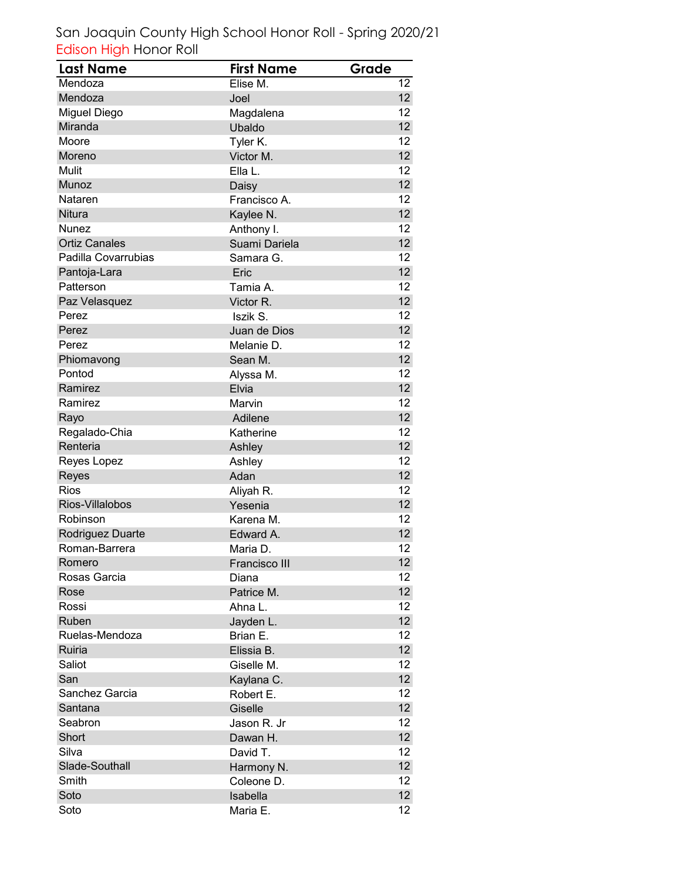# San Joaquin County High School Honor Roll - Spring 2020/21

## Edison High Honor Roll

| Last Name | First Name | Grade |
|---|---|---|
| Mendoza | Elise M. | 12 |
| Mendoza | Joel | 12 |
| Miguel Diego | Magdalena | 12 |
| Miranda | Ubaldo | 12 |
| Moore | Tyler K. | 12 |
| Moreno | Victor M. | 12 |
| Mulit | Ella L. | 12 |
| Munoz | Daisy | 12 |
| Nataren | Francisco A. | 12 |
| Nitura | Kaylee N. | 12 |
| Nunez | Anthony I. | 12 |
| Ortiz Canales | Suami Dariela | 12 |
| Padilla Covarrubias | Samara G. | 12 |
| Pantoja-Lara | Eric | 12 |
| Patterson | Tamia A. | 12 |
| Paz Velasquez | Victor R. | 12 |
| Perez | Iszik S. | 12 |
| Perez | Juan de Dios | 12 |
| Perez | Melanie D. | 12 |
| Phiomavong | Sean M. | 12 |
| Pontod | Alyssa M. | 12 |
| Ramirez | Elvia | 12 |
| Ramirez | Marvin | 12 |
| Rayo | Adilene | 12 |
| Regalado-Chia | Katherine | 12 |
| Renteria | Ashley | 12 |
| Reyes Lopez | Ashley | 12 |
| Reyes | Adan | 12 |
| Rios | Aliyah R. | 12 |
| Rios-Villalobos | Yesenia | 12 |
| Robinson | Karena M. | 12 |
| Rodriguez Duarte | Edward A. | 12 |
| Roman-Barrera | Maria D. | 12 |
| Romero | Francisco III | 12 |
| Rosas Garcia | Diana | 12 |
| Rose | Patrice M. | 12 |
| Rossi | Ahna L. | 12 |
| Ruben | Jayden L. | 12 |
| Ruelas-Mendoza | Brian E. | 12 |
| Ruiria | Elissia B. | 12 |
| Saliot | Giselle M. | 12 |
| San | Kaylana C. | 12 |
| Sanchez Garcia | Robert E. | 12 |
| Santana | Giselle | 12 |
| Seabron | Jason R. Jr | 12 |
| Short | Dawan H. | 12 |
| Silva | David T. | 12 |
| Slade-Southall | Harmony N. | 12 |
| Smith | Coleone D. | 12 |
| Soto | Isabella | 12 |
| Soto | Maria E. | 12 |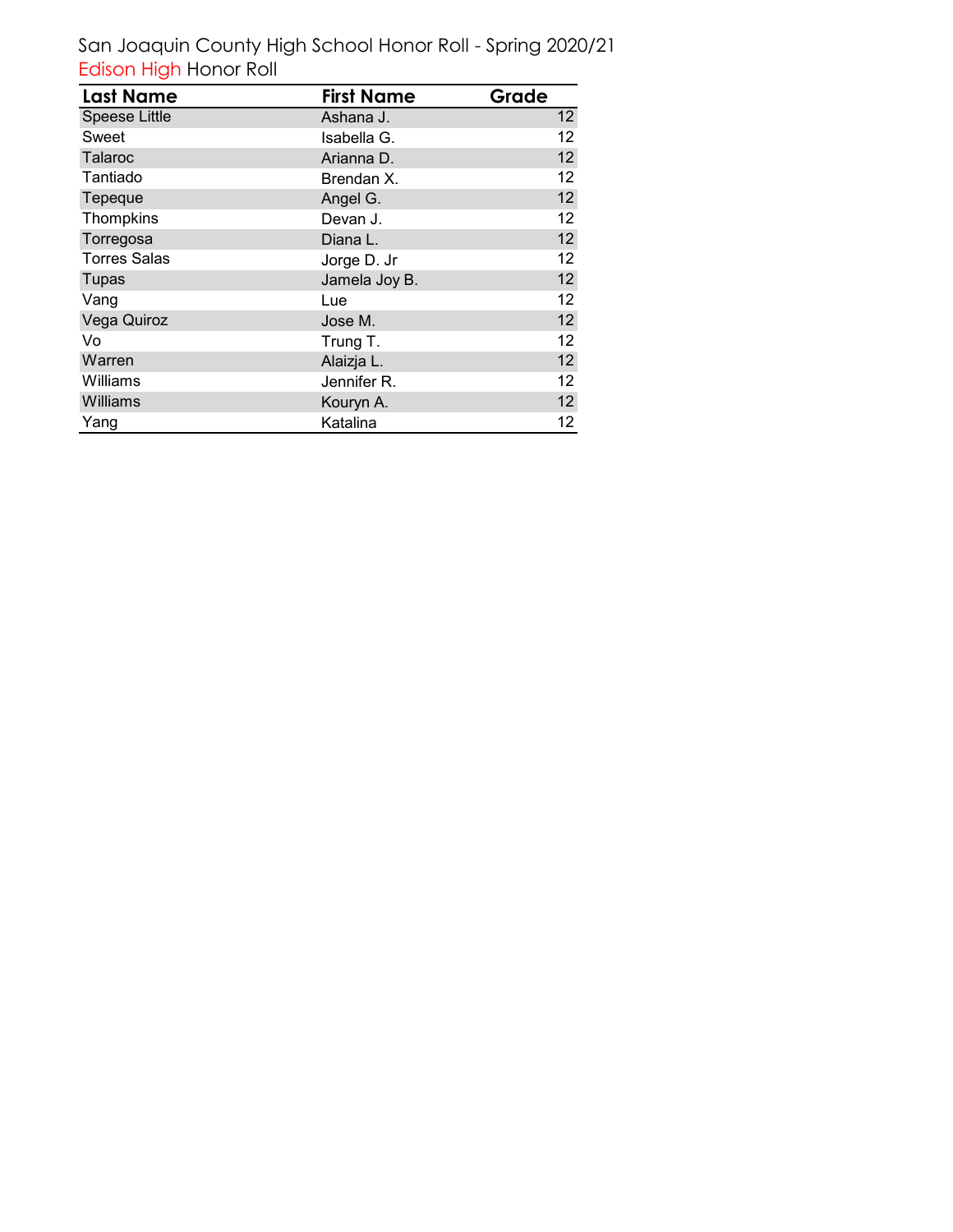San Joaquin County High School Honor Roll - Spring 2020/21

Edison High Honor Roll

| Last Name | First Name | Grade |
|---|---|---|
| Speese Little | Ashana J. | 12 |
| Sweet | Isabella G. | 12 |
| Talaroc | Arianna D. | 12 |
| Tantiado | Brendan X. | 12 |
| Tepeque | Angel G. | 12 |
| Thompkins | Devan J. | 12 |
| Torregosa | Diana L. | 12 |
| Torres Salas | Jorge D. Jr | 12 |
| Tupas | Jamela Joy B. | 12 |
| Vang | Lue | 12 |
| Vega Quiroz | Jose M. | 12 |
| Vo | Trung T. | 12 |
| Warren | Alaizja L. | 12 |
| Williams | Jennifer R. | 12 |
| Williams | Kouryn A. | 12 |
| Yang | Katalina | 12 |